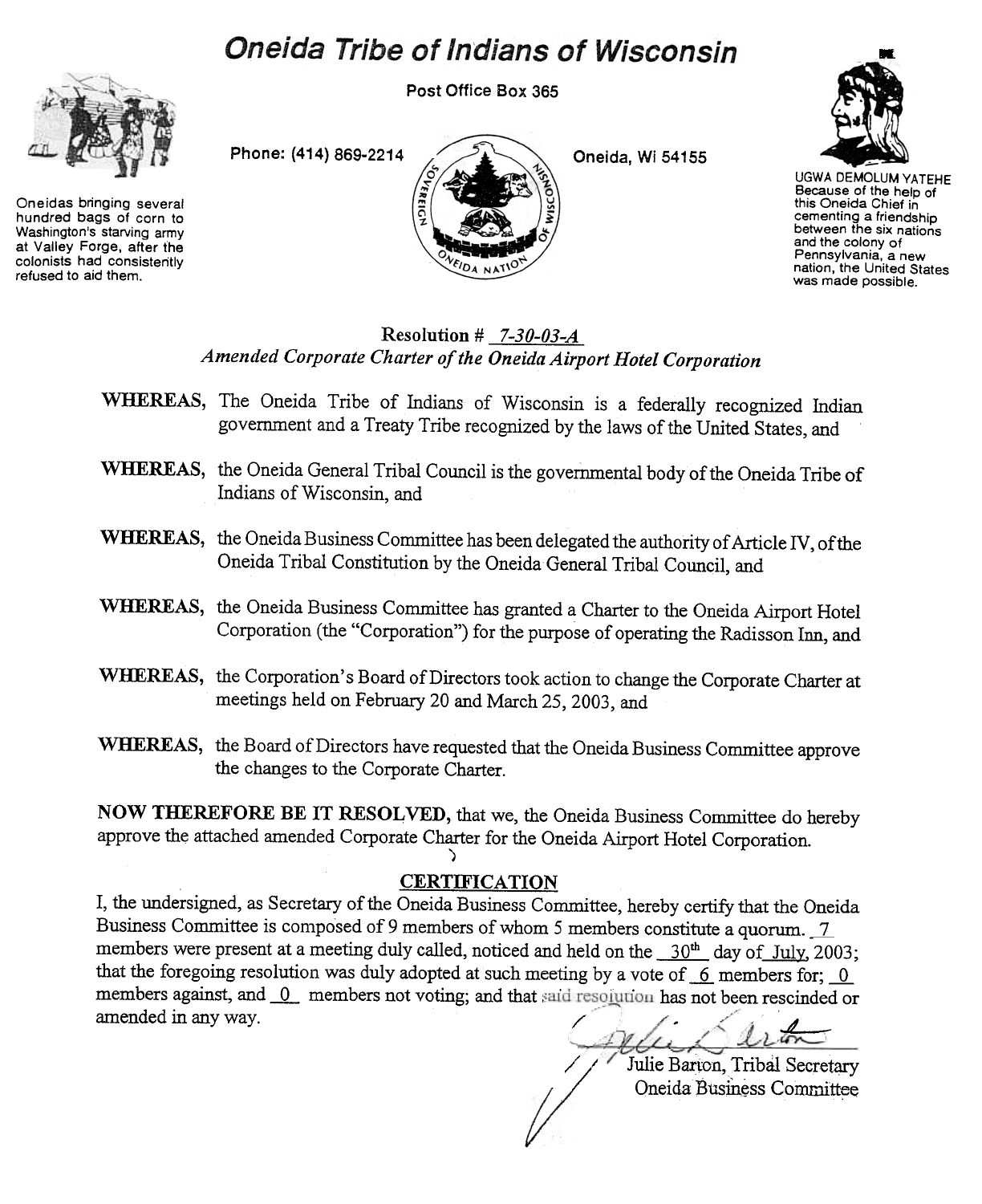# Oneida Tribe of Indians of Wisconsin

Post Office Box 365

Phone: (414) 869-2214 Oneida, Wi 54155

Oneidas bringing several hundred bags of corn to Washington's starving army at Valley Forge, after the colonists had consistently refused to aid them.

UGWA DEMOLUM YATEHE Because of the help of this Oneida Chief in cementing a friendship between the six nations and the colony of Pennsylvania, a new nation, the United States was made possible.

**Resolution # 7-30-03-A**

*Amended Corporate Charter of the Oneida Airport Hotel Corporation*

**WHEREAS,** The Oneida Tribe of Indians of Wisconsin is a federally recognized Indian government and a Treaty Tribe recognized by the laws of the United States, and

**WHEREAS,** the Oneida General Tribal Council is the governmental body of the Oneida Tribe of Indians of Wisconsin, and

**WHEREAS,** the Oneida Business Committee has been delegated the authority of Article IV, of the Oneida Tribal Constitution by the Oneida General Tribal Council, and

**WHEREAS,** the Oneida Business Committee has granted a Charter to the Oneida Airport Hotel Corporation (the "Corporation") for the purpose of operating the Radisson Inn, and

**WHEREAS,** the Corporation's Board of Directors took action to change the Corporate Charter at meetings held on February 20 and March 25, 2003, and

**WHEREAS,** the Board of Directors have requested that the Oneida Business Committee approve the changes to the Corporate Charter.

**NOW THEREFORE BE IT RESOLVED,** that we, the Oneida Business Committee do hereby approve the attached amended Corporate Charter for the Oneida Airport Hotel Corporation.

## CERTIFICATION

I, the undersigned, as Secretary of the Oneida Business Committee, hereby certify that the Oneida Business Committee is composed of 9 members of whom 5 members constitute a quorum. 7 members were present at a meeting duly called, noticed and held on the 30th day of July, 2003; that the foregoing resolution was duly adopted at such meeting by a vote of 6 members for; 0 members against, and 0 members not voting; and that said resolution has not been rescinded or amended in any way.

Julie Barton, Tribal Secretary
Oneida Business Committee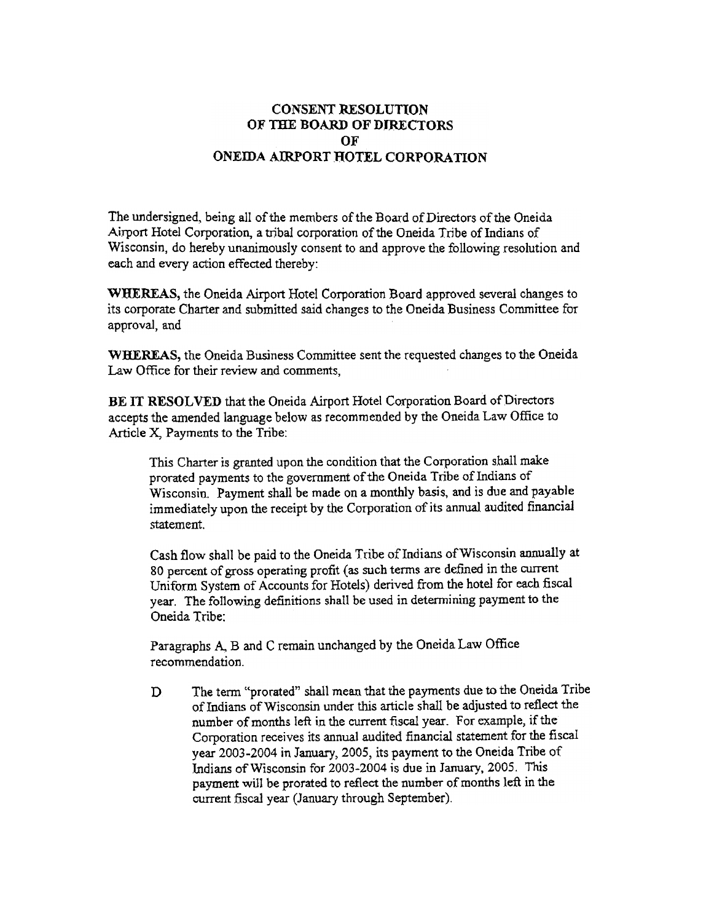# CONSENT RESOLUTION
# OF THE BOARD OF DIRECTORS
# OF
# ONEIDA AIRPORT HOTEL CORPORATION

The undersigned, being all of the members of the Board of Directors of the Oneida Airport Hotel Corporation, a tribal corporation of the Oneida Tribe of Indians of Wisconsin, do hereby unanimously consent to and approve the following resolution and each and every action effected thereby:

**WHEREAS,** the Oneida Airport Hotel Corporation Board approved several changes to its corporate Charter and submitted said changes to the Oneida Business Committee for approval, and

**WHEREAS,** the Oneida Business Committee sent the requested changes to the Oneida Law Office for their review and comments,

**BE IT RESOLVED** that the Oneida Airport Hotel Corporation Board of Directors accepts the amended language below as recommended by the Oneida Law Office to Article X, Payments to the Tribe:

> This Charter is granted upon the condition that the Corporation shall make prorated payments to the government of the Oneida Tribe of Indians of Wisconsin. Payment shall be made on a monthly basis, and is due and payable immediately upon the receipt by the Corporation of its annual audited financial statement.
>
> Cash flow shall be paid to the Oneida Tribe of Indians of Wisconsin annually at 80 percent of gross operating profit (as such terms are defined in the current Uniform System of Accounts for Hotels) derived from the hotel for each fiscal year. The following definitions shall be used in determining payment to the Oneida Tribe:
>
> Paragraphs A, B and C remain unchanged by the Oneida Law Office recommendation.
>
> D The term "prorated" shall mean that the payments due to the Oneida Tribe of Indians of Wisconsin under this article shall be adjusted to reflect the number of months left in the current fiscal year. For example, if the Corporation receives its annual audited financial statement for the fiscal year 2003-2004 in January, 2005, its payment to the Oneida Tribe of Indians of Wisconsin for 2003-2004 is due in January, 2005. This payment will be prorated to reflect the number of months left in the current fiscal year (January through September).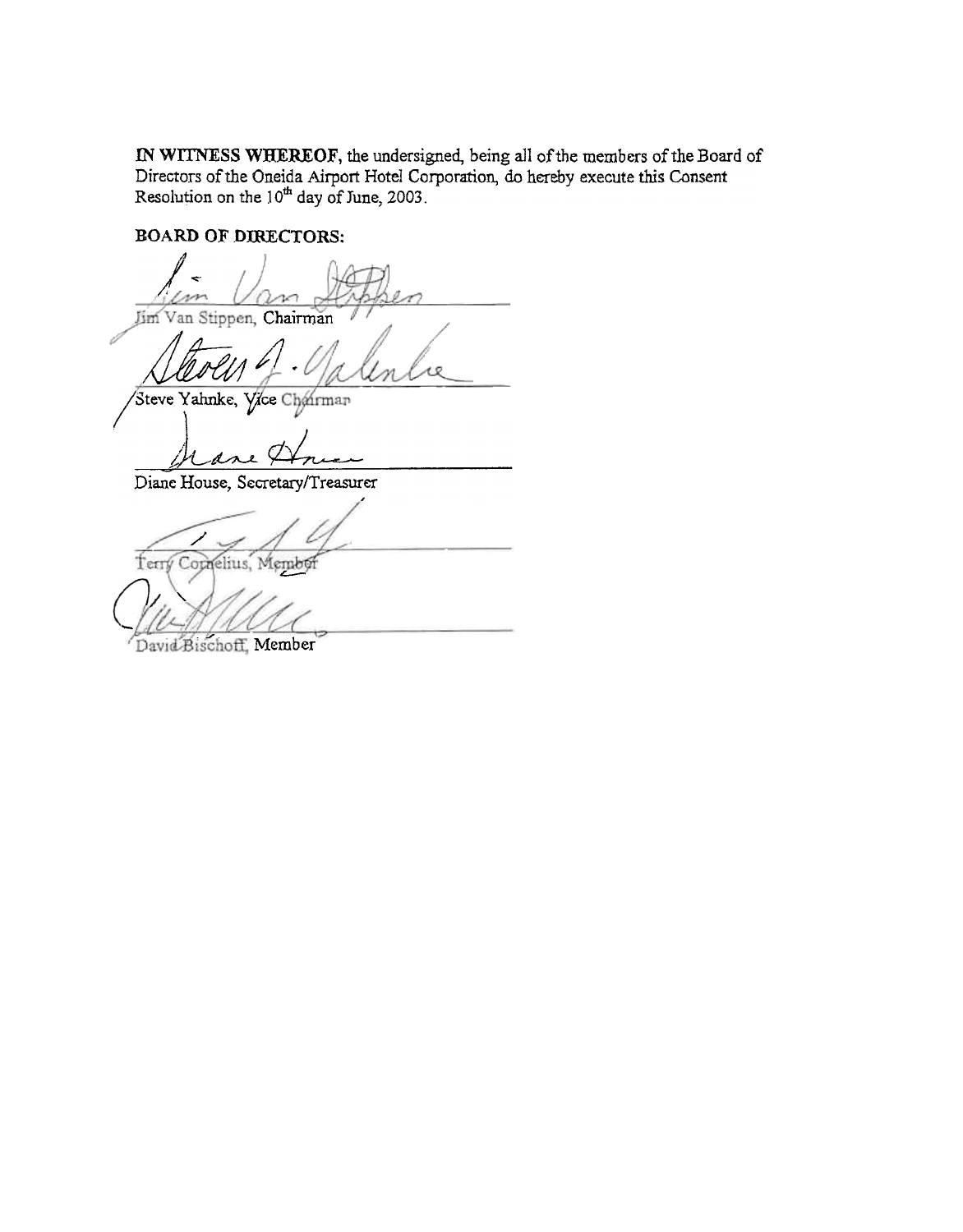**IN WITNESS WHEREOF,** the undersigned, being all of the members of the Board of Directors of the Oneida Airport Hotel Corporation, do hereby execute this Consent Resolution on the 10th day of June, 2003.

**BOARD OF DIRECTORS:**

\_\_\_\_\_\_\_\_\_\_\_\_\_\_\_\_\_\_\_\_\_\_\_\_\_\_\_\_\_\_
Jim Van Stippen, Chairman

\_\_\_\_\_\_\_\_\_\_\_\_\_\_\_\_\_\_\_\_\_\_\_\_\_\_\_\_\_\_
Steve Yahnke, Vice Chairman

\_\_\_\_\_\_\_\_\_\_\_\_\_\_\_\_\_\_\_\_\_\_\_\_\_\_\_\_\_\_
Diane House, Secretary/Treasurer

\_\_\_\_\_\_\_\_\_\_\_\_\_\_\_\_\_\_\_\_\_\_\_\_\_\_\_\_\_\_
Terry Cornelius, Member

\_\_\_\_\_\_\_\_\_\_\_\_\_\_\_\_\_\_\_\_\_\_\_\_\_\_\_\_\_\_
David Bischoff, Member